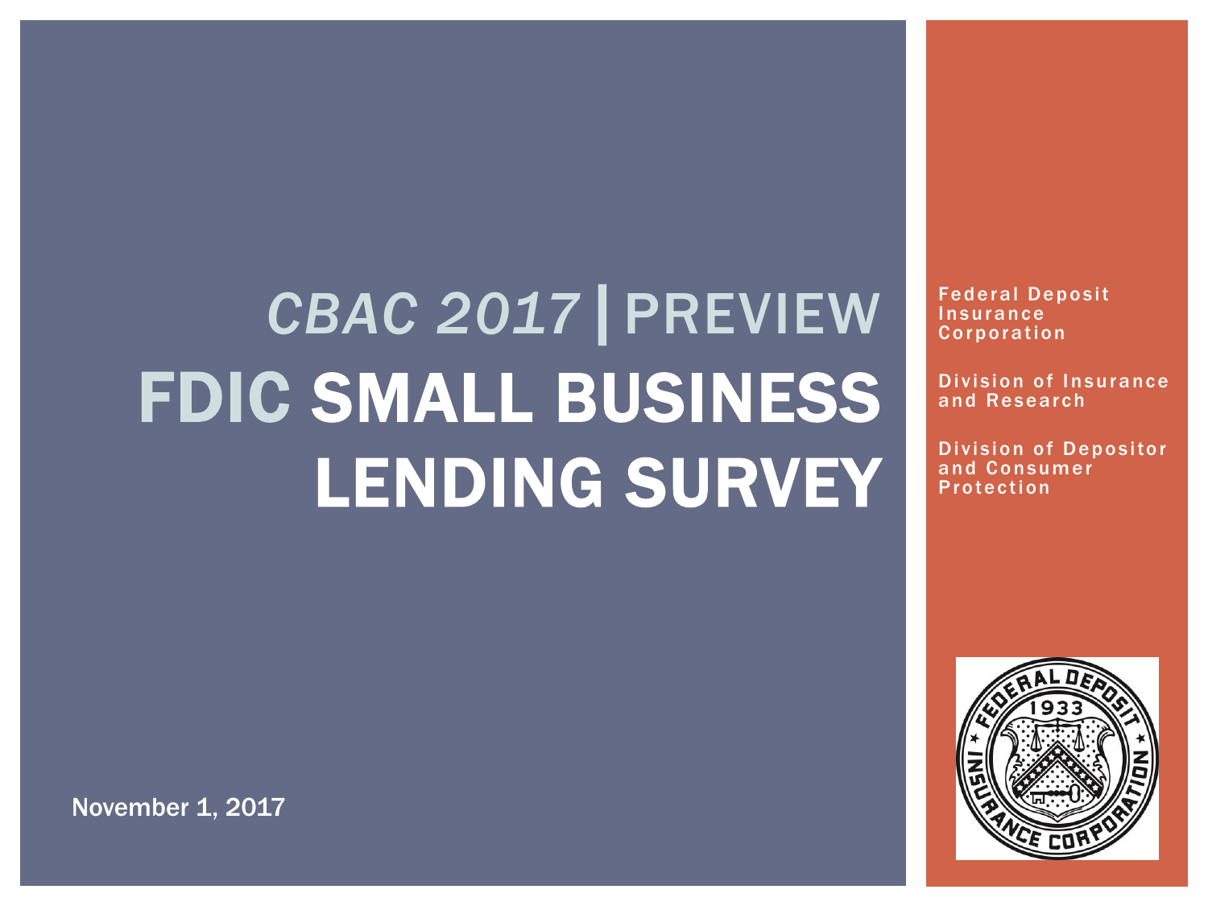# *CBAC 2017* | PREVIEW

# FDIC SMALL BUSINESS LENDING SURVEY

Federal Deposit Insurance Corporation

Division of Insurance and Research

Division of Depositor and Consumer Protection

November 1, 2017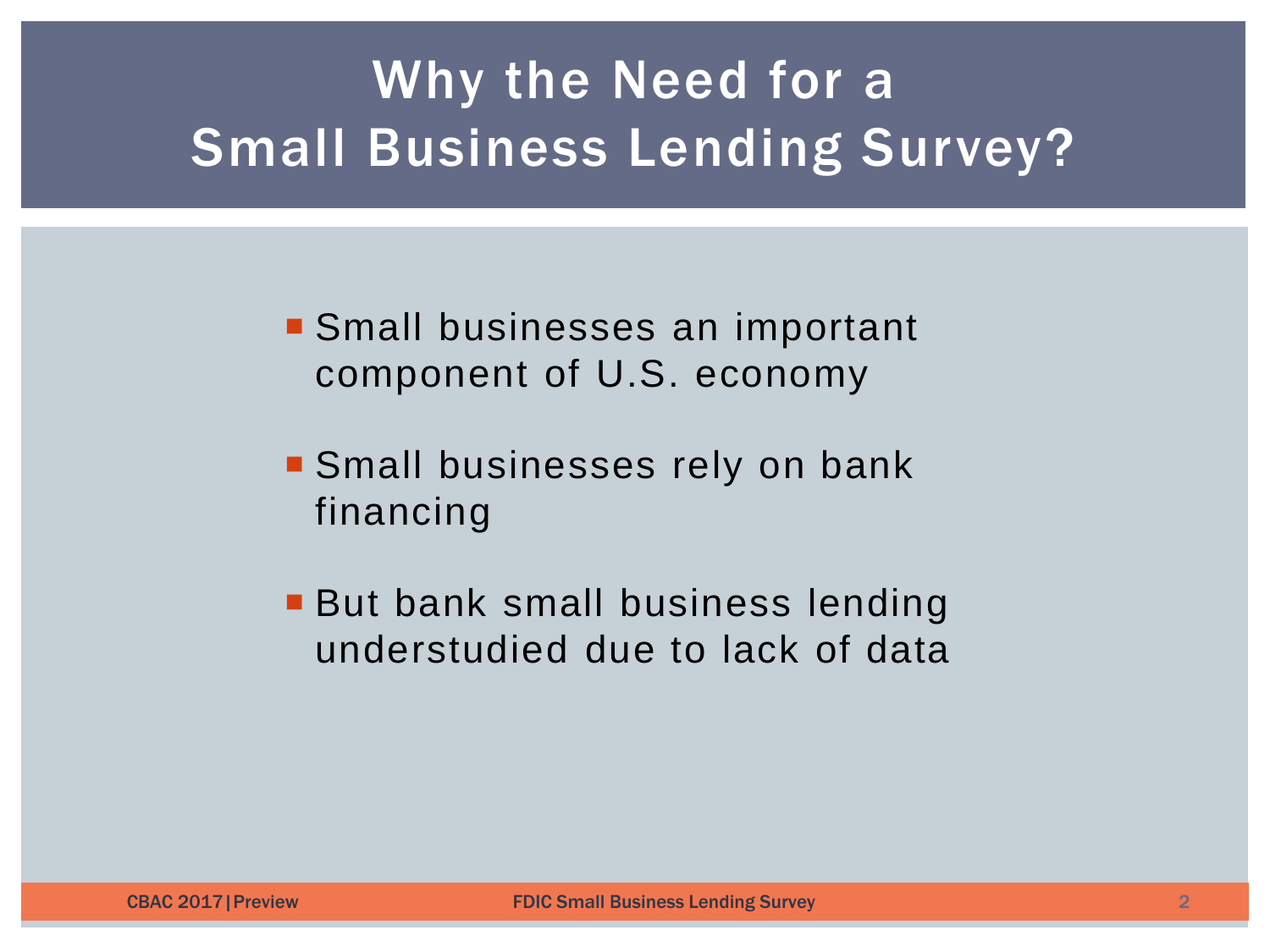# Why the Need for a Small Business Lending Survey?

- Small businesses an important component of U.S. economy
- Small businesses rely on bank financing
- But bank small business lending understudied due to lack of data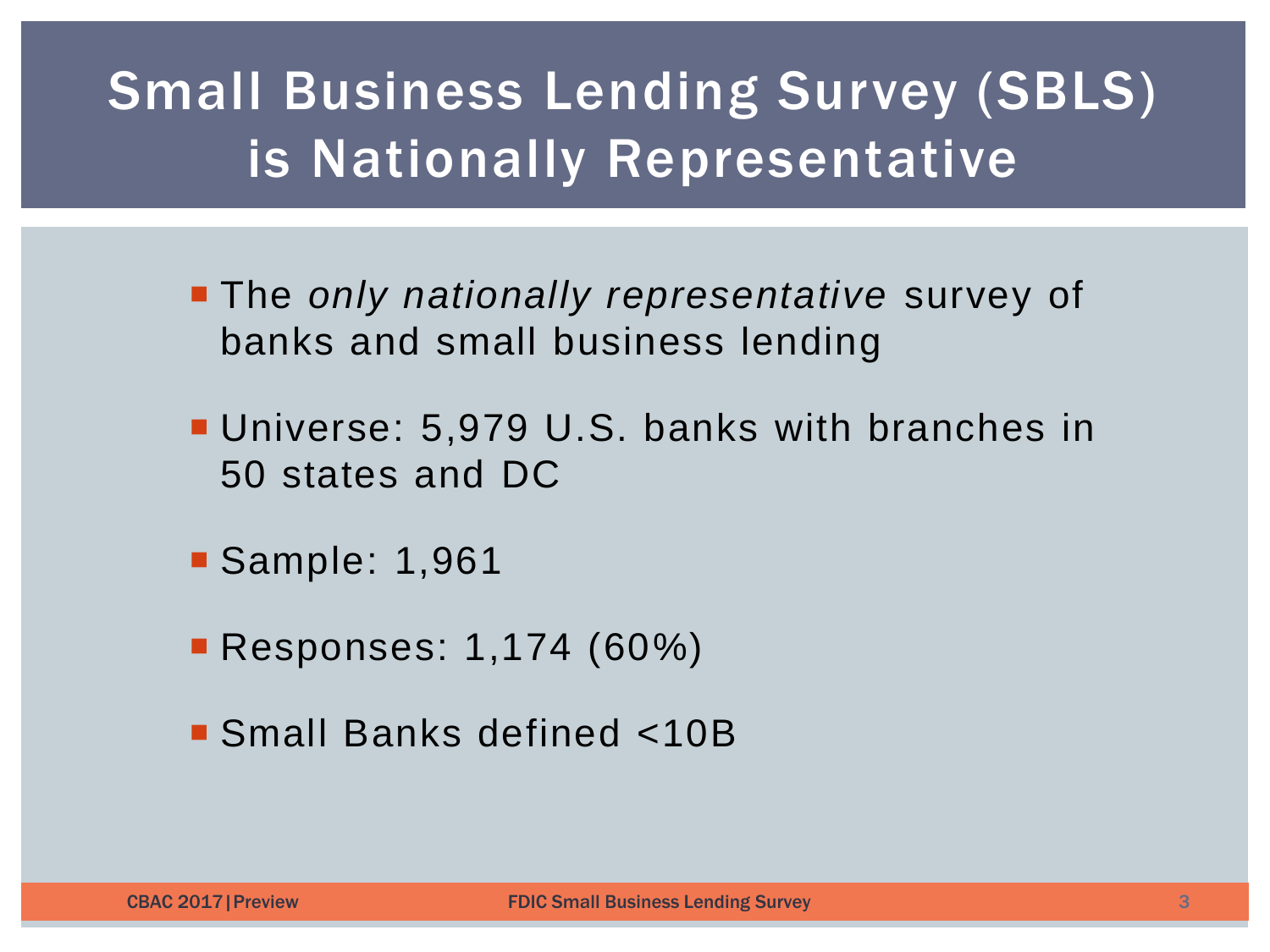# Small Business Lending Survey (SBLS) is Nationally Representative

- The *only nationally representative* survey of banks and small business lending
- Universe: 5,979 U.S. banks with branches in 50 states and DC
- Sample: 1,961
- Responses: 1,174 (60%)
- Small Banks defined <10B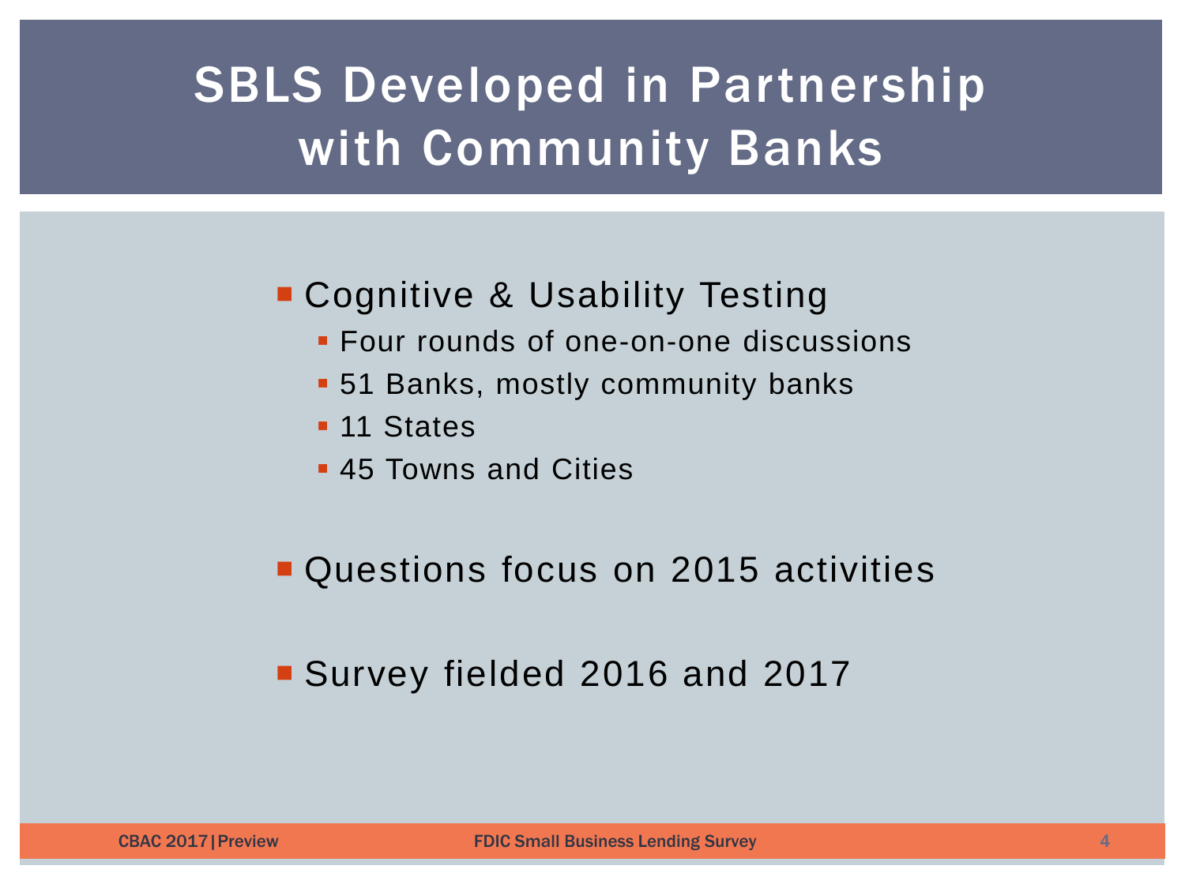# SBLS Developed in Partnership with Community Banks

- Cognitive & Usability Testing
  - Four rounds of one-on-one discussions
  - 51 Banks, mostly community banks
  - 11 States
  - 45 Towns and Cities
- Questions focus on 2015 activities
- Survey fielded 2016 and 2017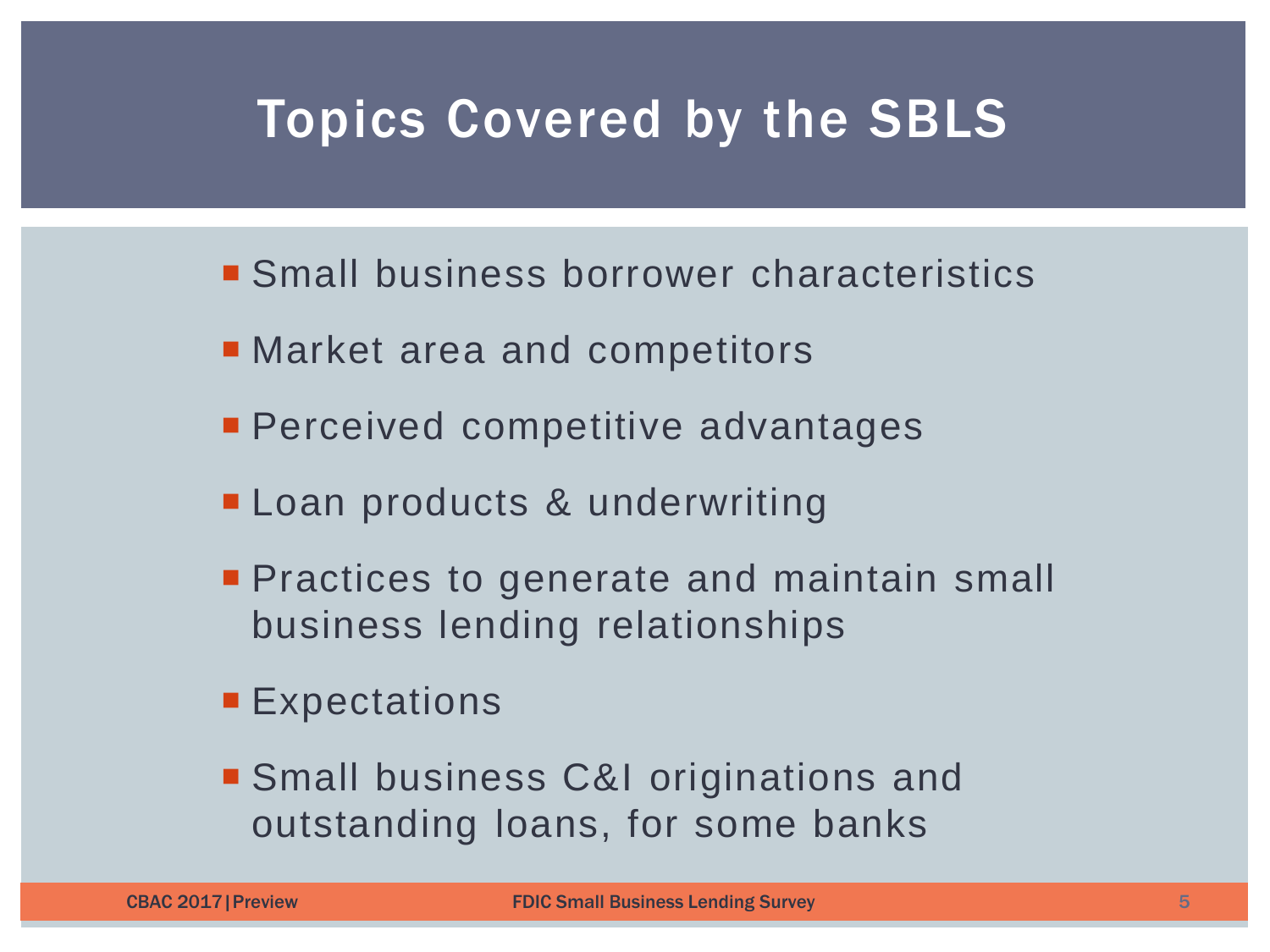# Topics Covered by the SBLS

- Small business borrower characteristics
- Market area and competitors
- Perceived competitive advantages
- Loan products & underwriting
- Practices to generate and maintain small business lending relationships
- Expectations
- Small business C&I originations and outstanding loans, for some banks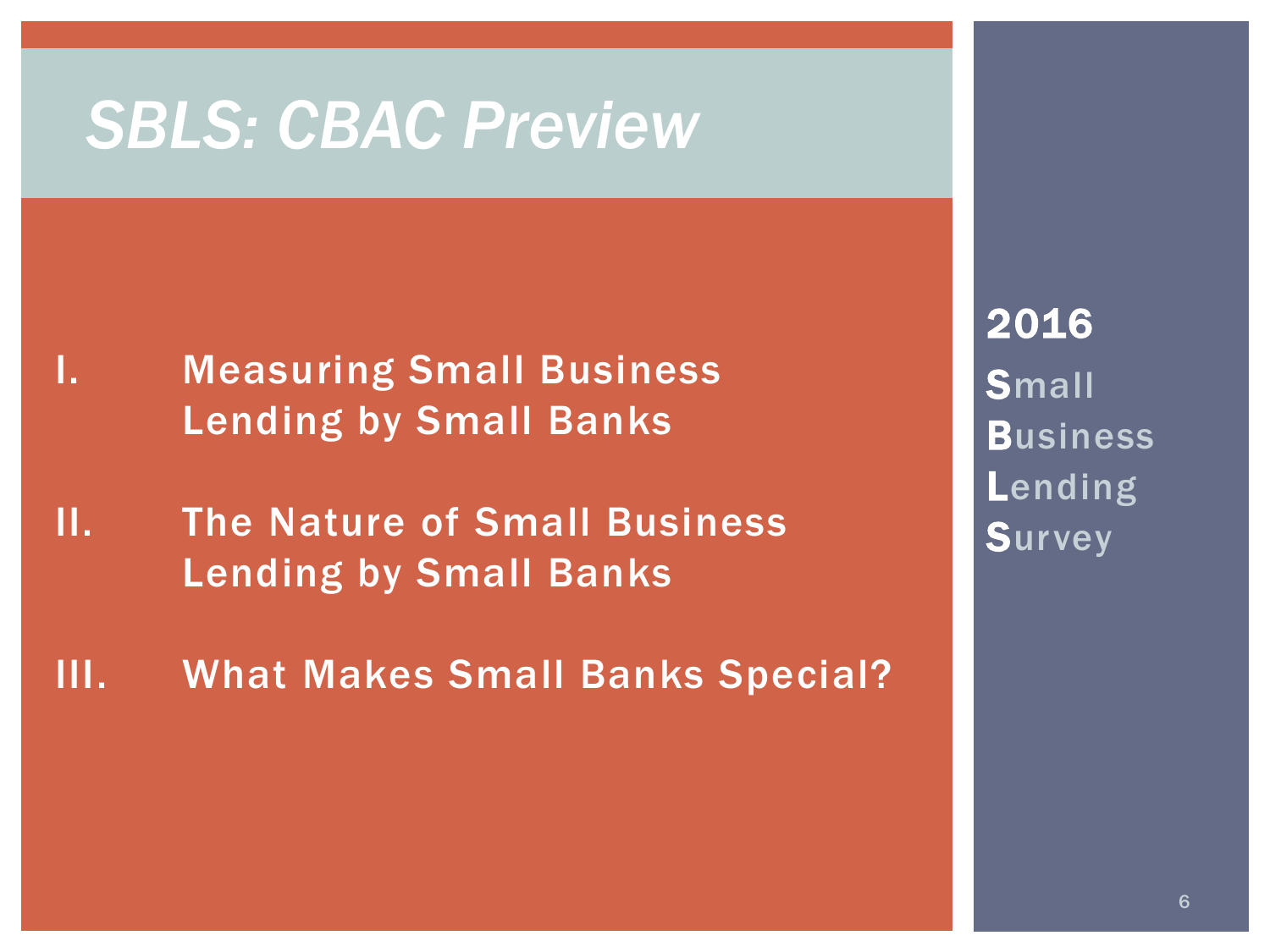# *SBLS: CBAC Preview*

I. Measuring Small Business Lending by Small Banks

II. The Nature of Small Business Lending by Small Banks

III. What Makes Small Banks Special?

**2016**

**S**mall
**B**usiness
**L**ending
**S**urvey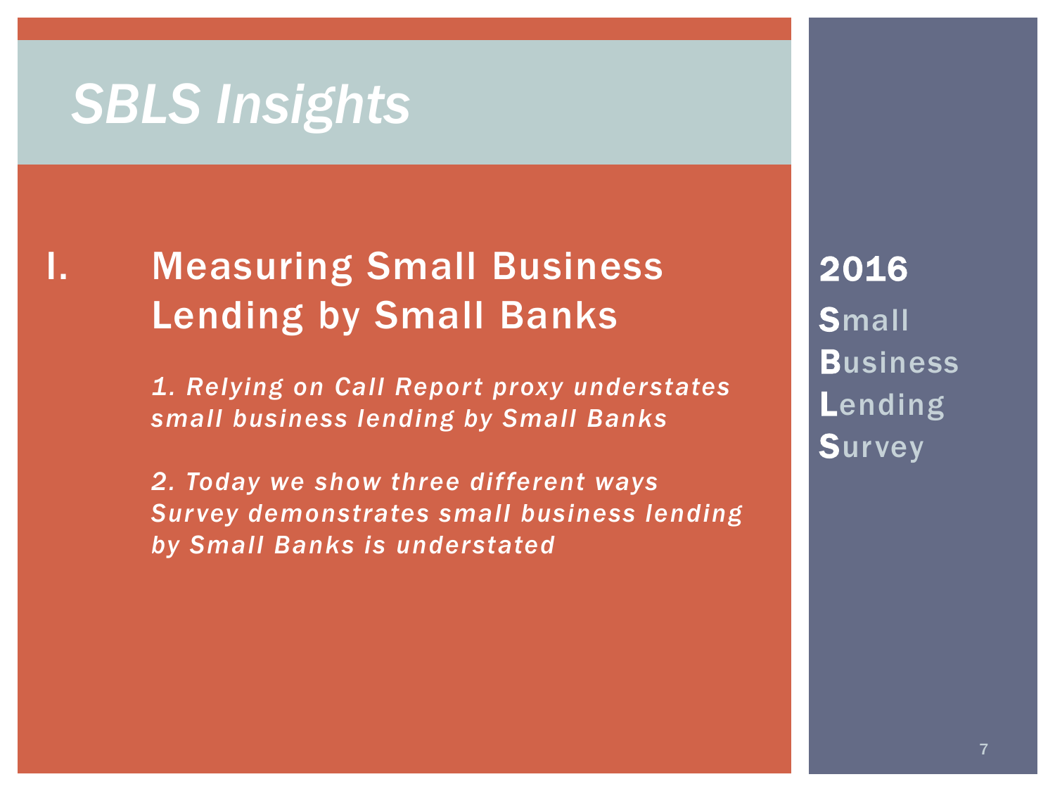# *SBLS Insights*

## I. Measuring Small Business Lending by Small Banks

*1. Relying on Call Report proxy understates small business lending by Small Banks*

*2. Today we show three different ways Survey demonstrates small business lending by Small Banks is understated*

**2016**

**S**mall
**B**usiness
**L**ending
**S**urvey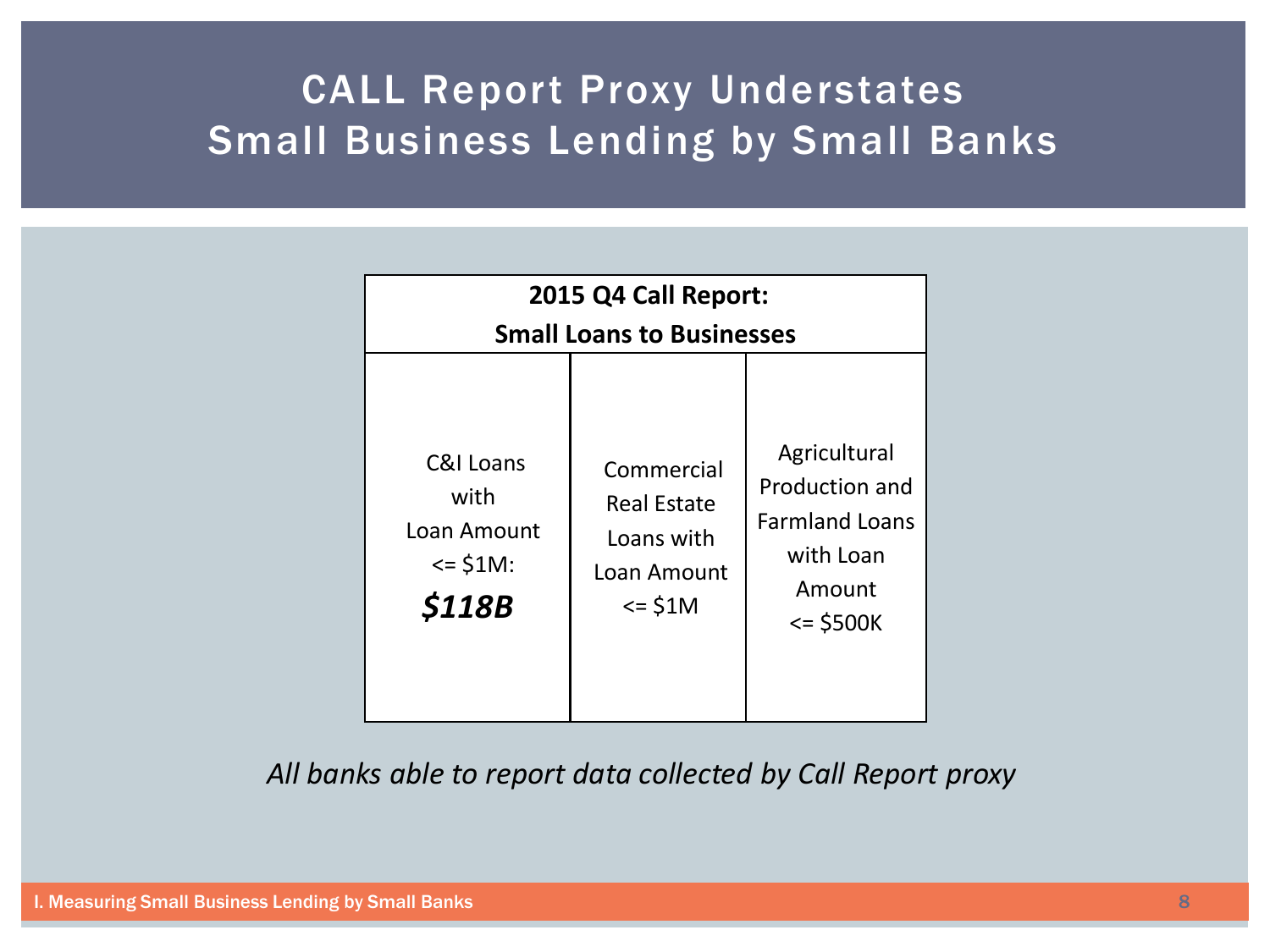# CALL Report Proxy Understates Small Business Lending by Small Banks

| 2015 Q4 Call Report: Small Loans to Businesses | | |
|---|---|---|
| C&I Loans with Loan Amount <= $1M: ***$118B*** | Commercial Real Estate Loans with Loan Amount <= $1M | Agricultural Production and Farmland Loans with Loan Amount <= $500K |

*All banks able to report data collected by Call Report proxy*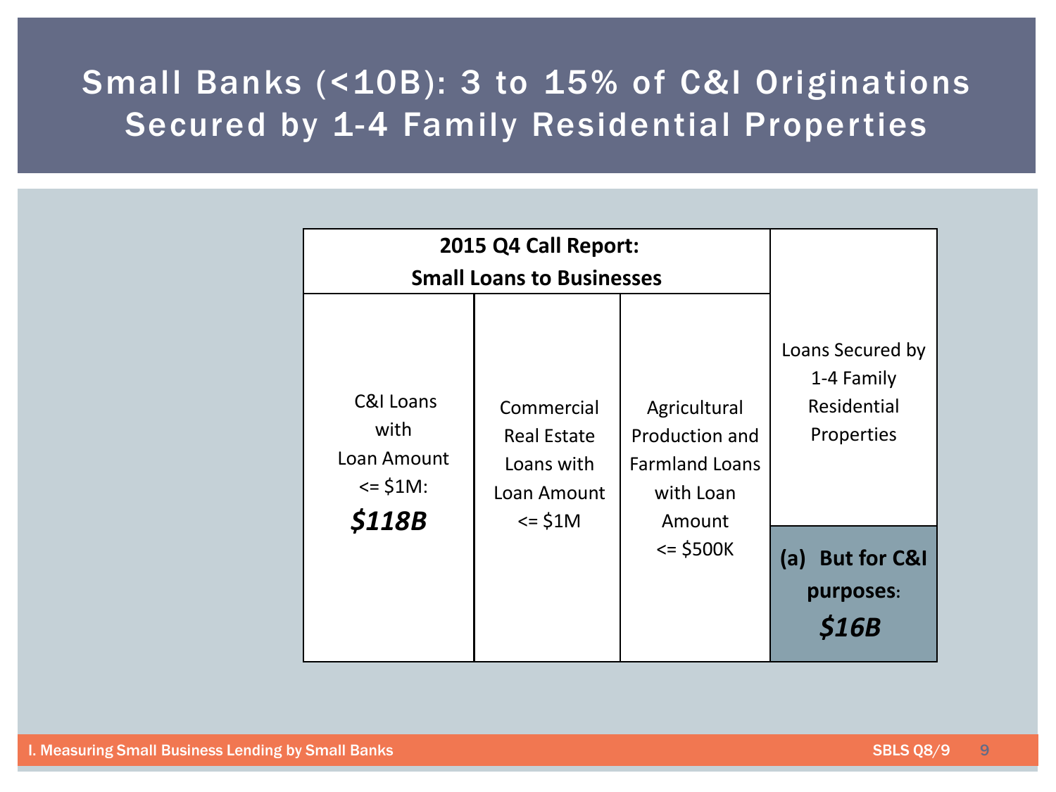# Small Banks (<10B): 3 to 15% of C&I Originations Secured by 1-4 Family Residential Properties

| 2015 Q4 Call Report: Small Loans to Businesses | | | |
|---|---|---|---|
| C&I Loans with Loan Amount <= $1M: ***$118B*** | Commercial Real Estate Loans with Loan Amount <= $1M | Agricultural Production and Farmland Loans with Loan Amount <= $500K | Loans Secured by 1-4 Family Residential Properties<br>**(a) But for C&I purposes:** ***$16B*** |

I. Measuring Small Business Lending by Small Banks — SBLS Q8/9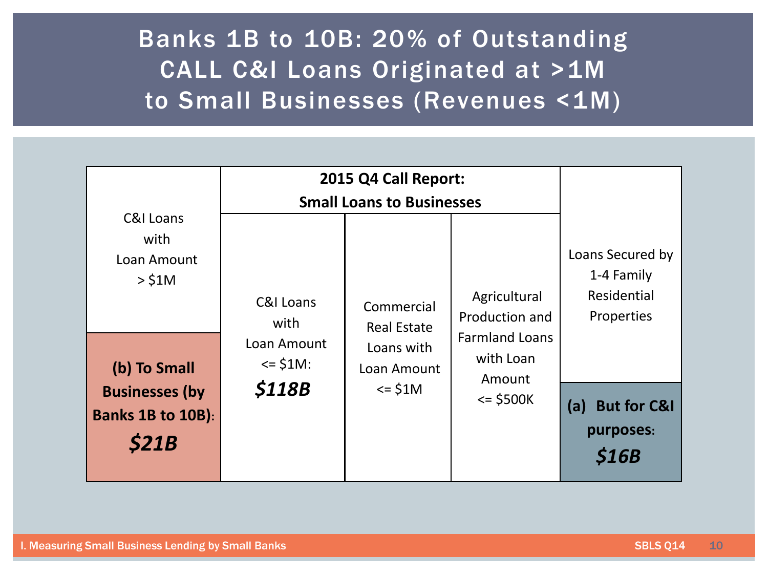# Banks 1B to 10B: 20% of Outstanding CALL C&I Loans Originated at >1M to Small Businesses (Revenues <1M)

| C&I Loans with Loan Amount > $1M | 2015 Q4 Call Report: Small Loans to Businesses | | | Loans Secured by 1-4 Family Residential Properties |
|---|---|---|---|---|
| | C&I Loans with Loan Amount <= $1M: ***$118B*** | Commercial Real Estate Loans with Loan Amount <= $1M | Agricultural Production and Farmland Loans with Loan Amount <= $500K | |
| **(b) To Small Businesses (by Banks 1B to 10B): *$21B*** | | | | **(a) But for C&I purposes: *$16B*** |

I. Measuring Small Business Lending by Small Banks

SBLS Q14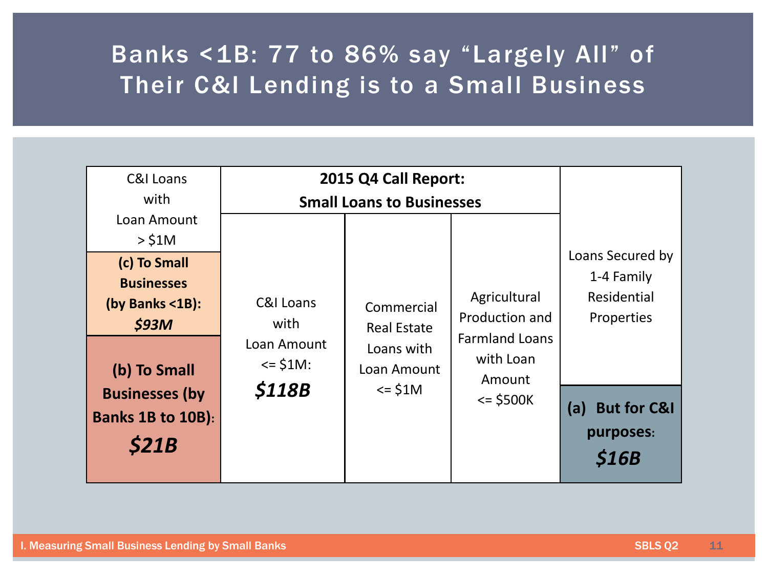# Banks <1B: 77 to 86% say "Largely All" of Their C&I Lending is to a Small Business

| C&I Loans with Loan Amount > $1M | 2015 Q4 Call Report: Small Loans to Businesses | | | Loans Secured by 1-4 Family Residential Properties |
|---|---|---|---|---|
| **(c) To Small Businesses (by Banks <1B):** ***$93M*** | C&I Loans with Loan Amount <= $1M: ***$118B*** | Commercial Real Estate Loans with Loan Amount <= $1M | Agricultural Production and Farmland Loans with Loan Amount <= $500K | |
| **(b) To Small Businesses (by Banks 1B to 10B):** ***$21B*** | | | | **(a) But for C&I purposes:** ***$16B*** |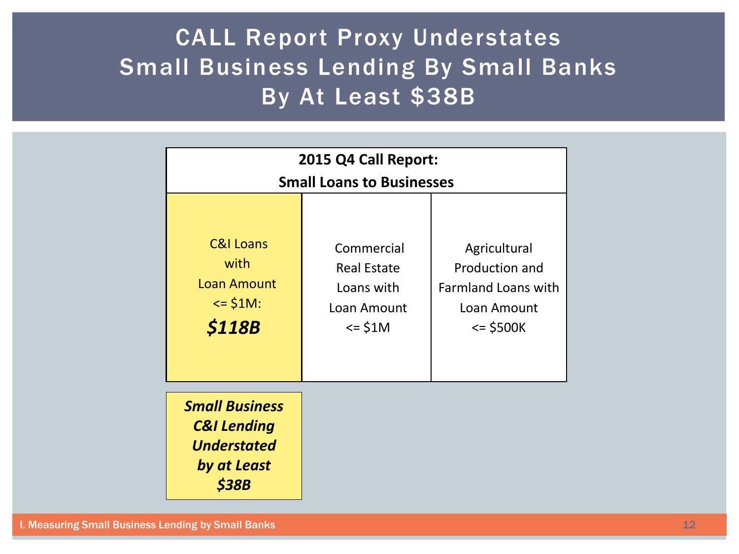# CALL Report Proxy Understates Small Business Lending By Small Banks By At Least $38B

| 2015 Q4 Call Report: Small Loans to Businesses | | |
|---|---|---|
| C&I Loans with Loan Amount <= $1M: ***$118B*** | Commercial Real Estate Loans with Loan Amount <= $1M | Agricultural Production and Farmland Loans with Loan Amount <= $500K |

***Small Business C&I Lending Understated by at Least $38B***

I. Measuring Small Business Lending by Small Banks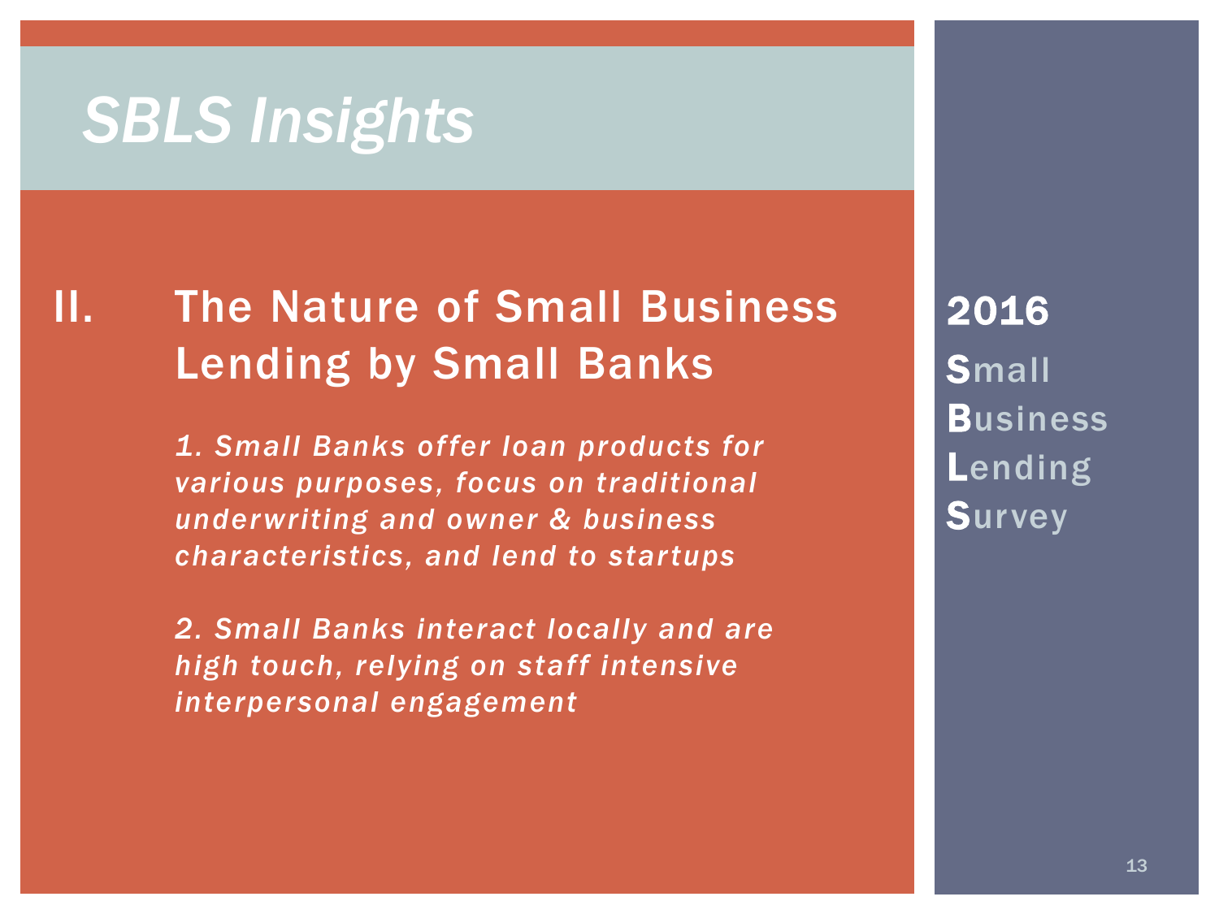# *SBLS Insights*

## II. The Nature of Small Business Lending by Small Banks

*1. Small Banks offer loan products for various purposes, focus on traditional underwriting and owner & business characteristics, and lend to startups*

*2. Small Banks interact locally and are high touch, relying on staff intensive interpersonal engagement*

**2016**
**S**mall
**B**usiness
**L**ending
**S**urvey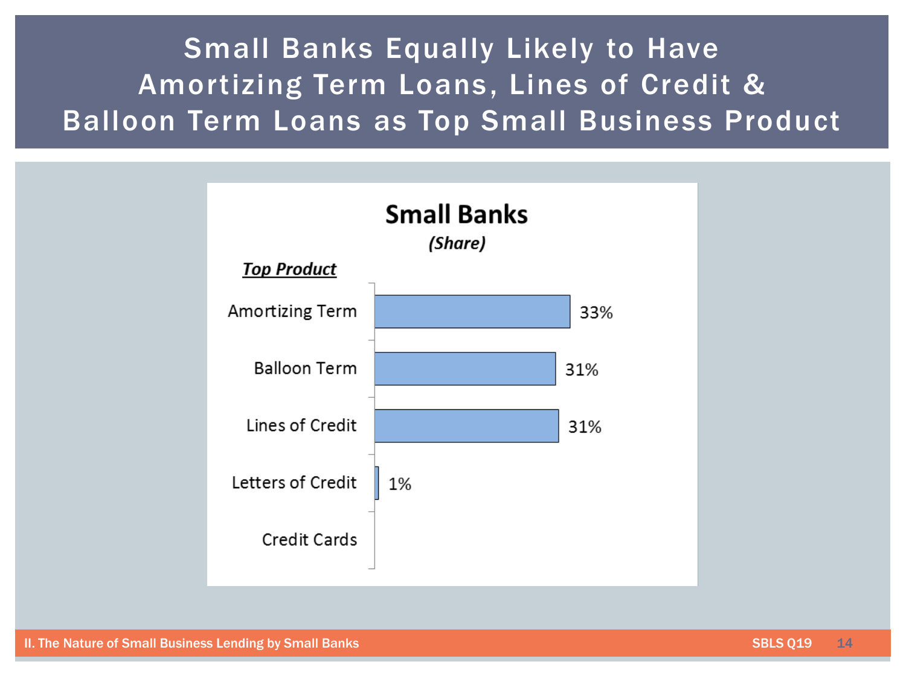# Small Banks Equally Likely to Have Amortizing Term Loans, Lines of Credit & Balloon Term Loans as Top Small Business Product

## Small Banks

*(Share)*

| ***Top Product*** | Share |
|---|---|
| Amortizing Term | 33% |
| Balloon Term | 31% |
| Lines of Credit | 31% |
| Letters of Credit | 1% |
| Credit Cards | |

II. The Nature of Small Business Lending by Small Banks

SBLS Q19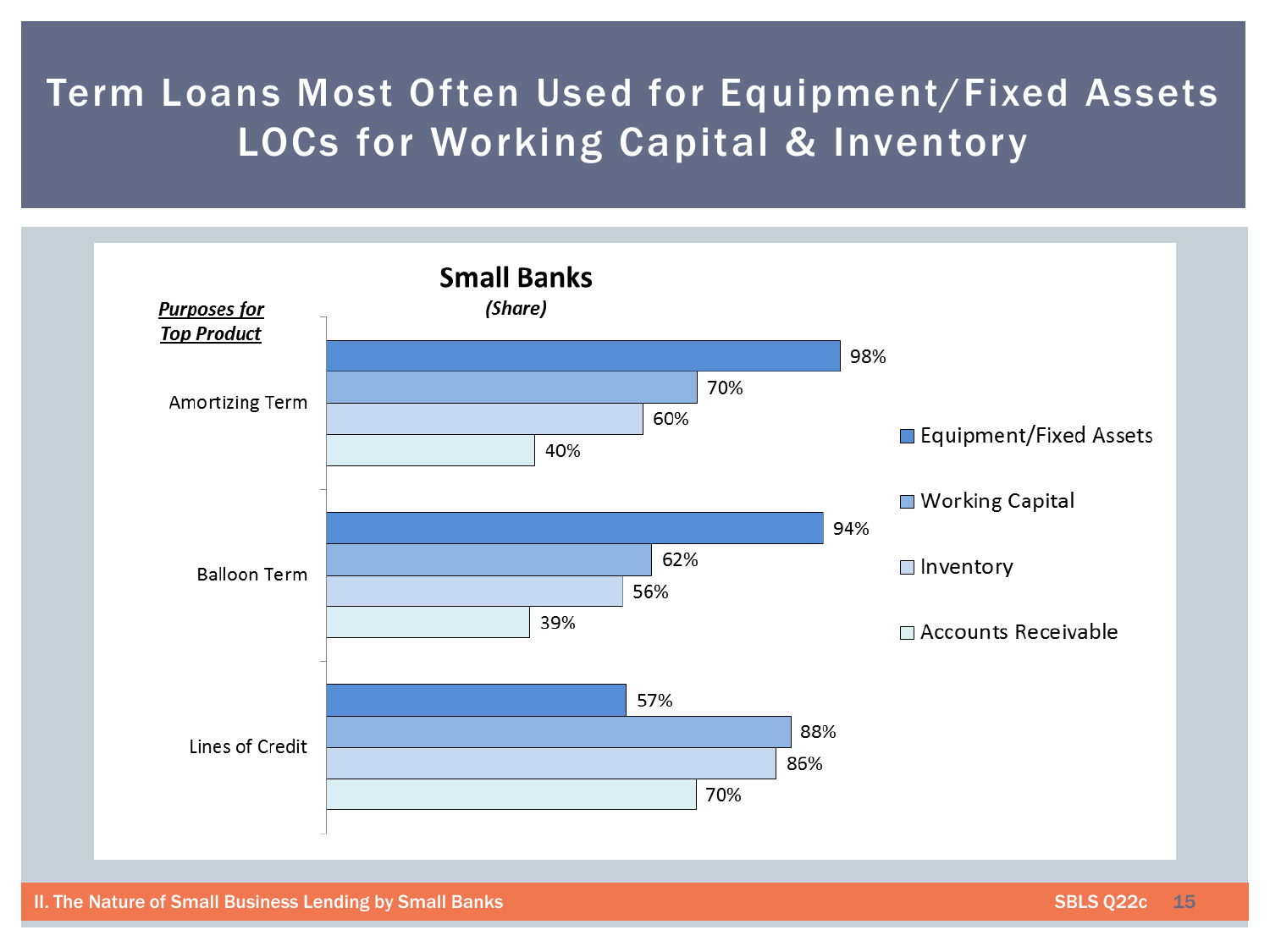# Term Loans Most Often Used for Equipment/Fixed Assets LOCs for Working Capital & Inventory

## Small Banks
*(Share)*

***Purposes for Top Product***

| | Equipment/Fixed Assets | Working Capital | Inventory | Accounts Receivable |
|---|---|---|---|---|
| Amortizing Term | 98% | 70% | 60% | 40% |
| Balloon Term | 94% | 62% | 56% | 39% |
| Lines of Credit | 57% | 88% | 86% | 70% |

II. The Nature of Small Business Lending by Small Banks

SBLS Q22c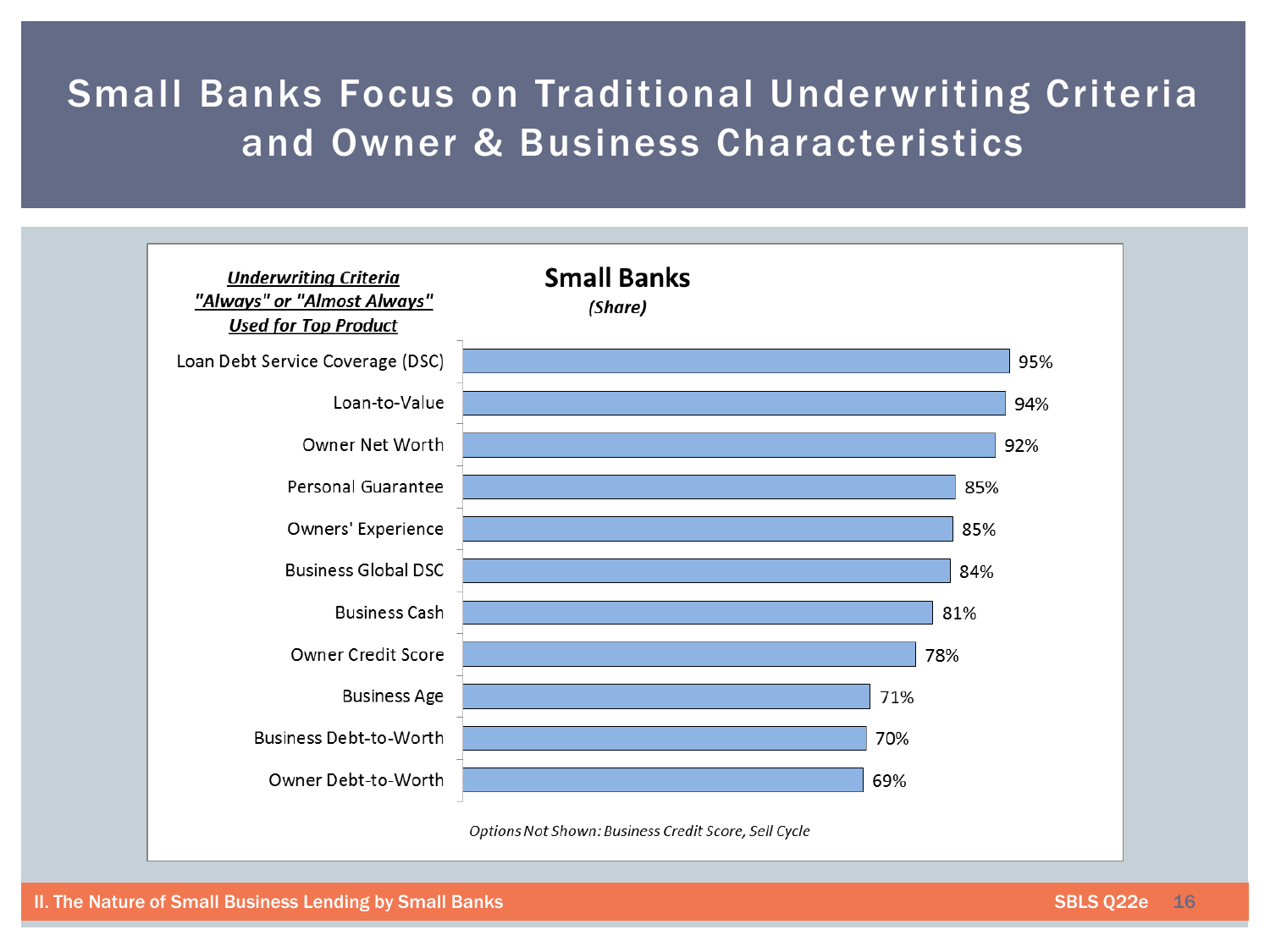# Small Banks Focus on Traditional Underwriting Criteria and Owner & Business Characteristics

## Small Banks

*(Share)*

***Underwriting Criteria "Always" or "Almost Always" Used for Top Product***

| Underwriting Criteria | Share |
|---|---|
| Loan Debt Service Coverage (DSC) | 95% |
| Loan-to-Value | 94% |
| Owner Net Worth | 92% |
| Personal Guarantee | 85% |
| Owners' Experience | 85% |
| Business Global DSC | 84% |
| Business Cash | 81% |
| Owner Credit Score | 78% |
| Business Age | 71% |
| Business Debt-to-Worth | 70% |
| Owner Debt-to-Worth | 69% |

*Options Not Shown: Business Credit Score, Sell Cycle*

II. The Nature of Small Business Lending by Small Banks — SBLS Q22e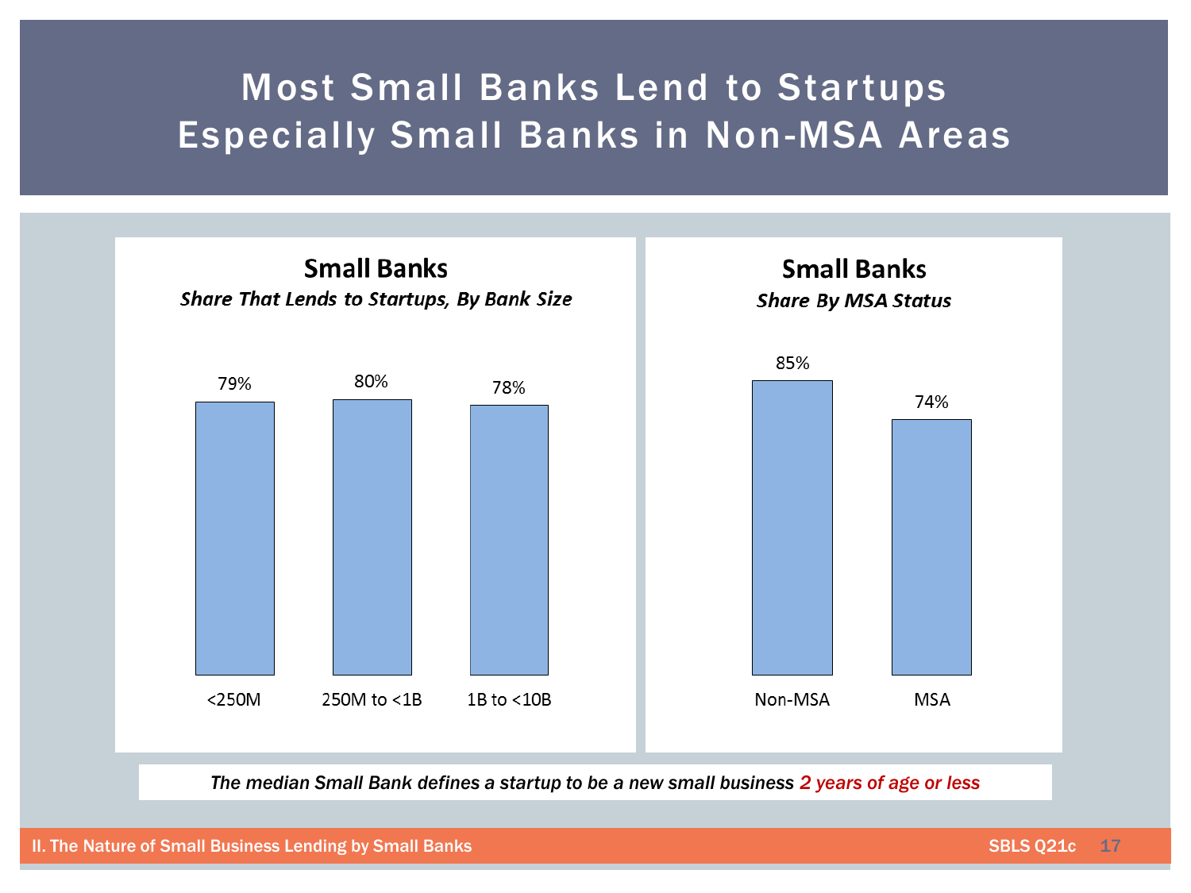# Most Small Banks Lend to Startups Especially Small Banks in Non-MSA Areas

## Small Banks

*Share That Lends to Startups, By Bank Size*

| Bank Size | Share |
|---|---|
| <250M | 79% |
| 250M to <1B | 80% |
| 1B to <10B | 78% |

## Small Banks

*Share By MSA Status*

| MSA Status | Share |
|---|---|
| Non-MSA | 85% |
| MSA | 74% |

*The median Small Bank defines a startup to be a new small business 2 years of age or less*

II. The Nature of Small Business Lending by Small Banks — SBLS Q21c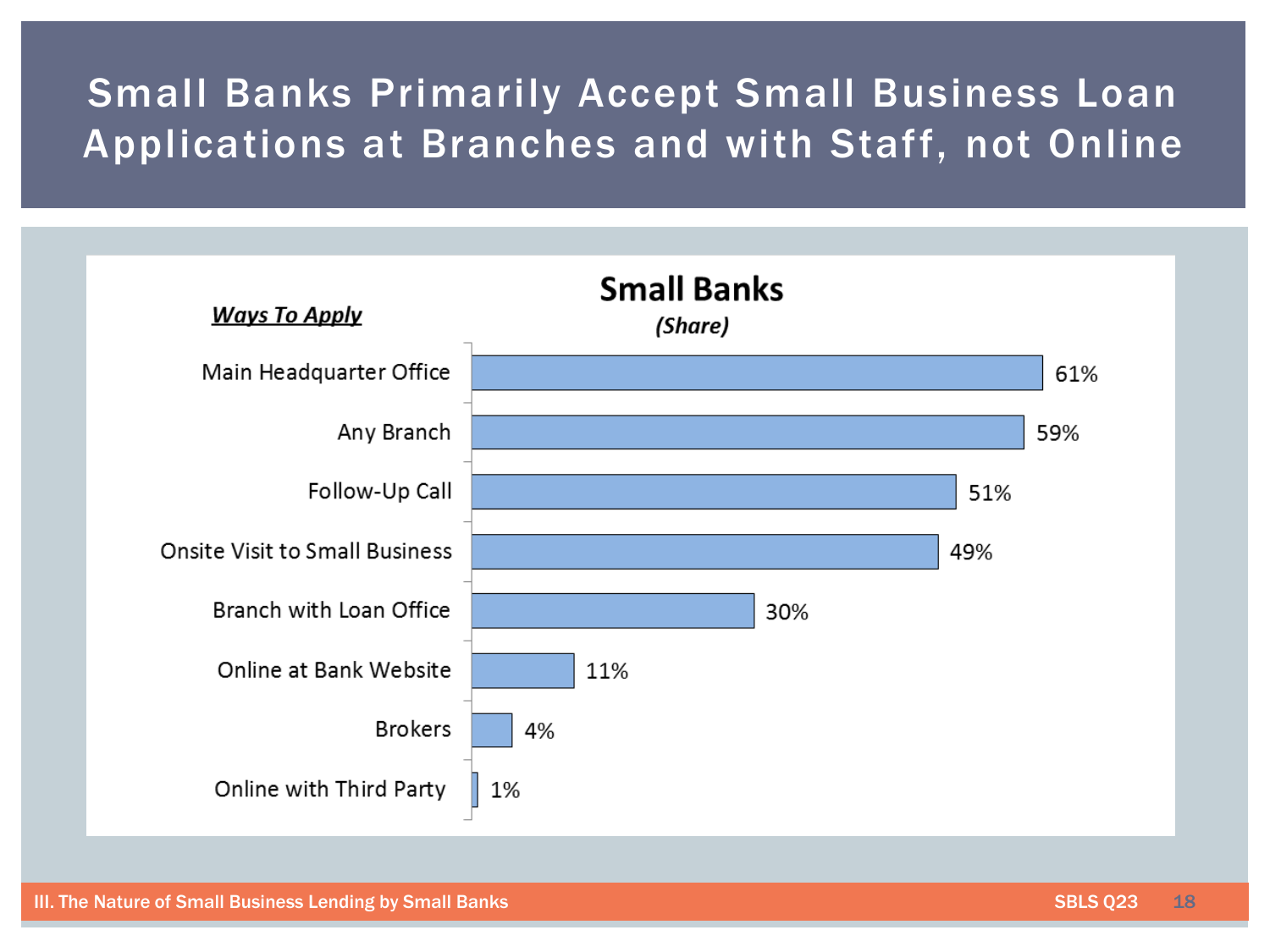# Small Banks Primarily Accept Small Business Loan Applications at Branches and with Staff, not Online

**Small Banks**

*(Share)*

| ***Ways To Apply*** | Share |
|---|---|
| Main Headquarter Office | 61% |
| Any Branch | 59% |
| Follow-Up Call | 51% |
| Onsite Visit to Small Business | 49% |
| Branch with Loan Office | 30% |
| Online at Bank Website | 11% |
| Brokers | 4% |
| Online with Third Party | 1% |

III. The Nature of Small Business Lending by Small Banks

SBLS Q23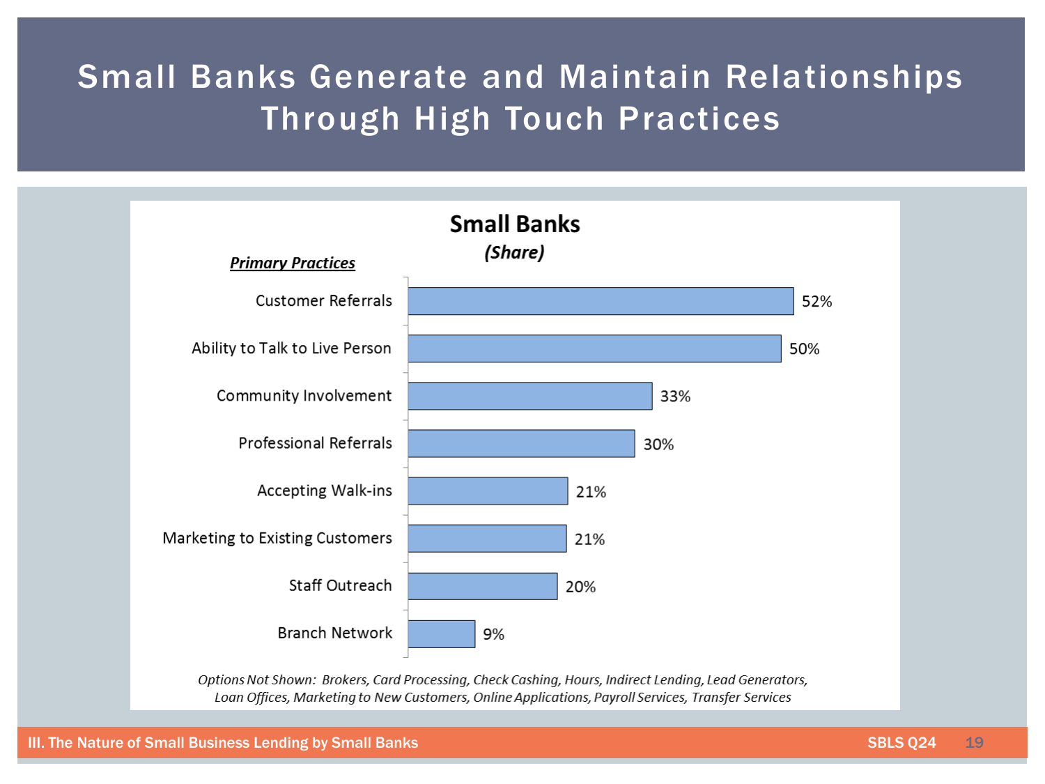# Small Banks Generate and Maintain Relationships Through High Touch Practices

## Small Banks

*(Share)*

| ***Primary Practices*** | Share |
| --- | --- |
| Customer Referrals | 52% |
| Ability to Talk to Live Person | 50% |
| Community Involvement | 33% |
| Professional Referrals | 30% |
| Accepting Walk-ins | 21% |
| Marketing to Existing Customers | 21% |
| Staff Outreach | 20% |
| Branch Network | 9% |

*Options Not Shown: Brokers, Card Processing, Check Cashing, Hours, Indirect Lending, Lead Generators, Loan Offices, Marketing to New Customers, Online Applications, Payroll Services, Transfer Services*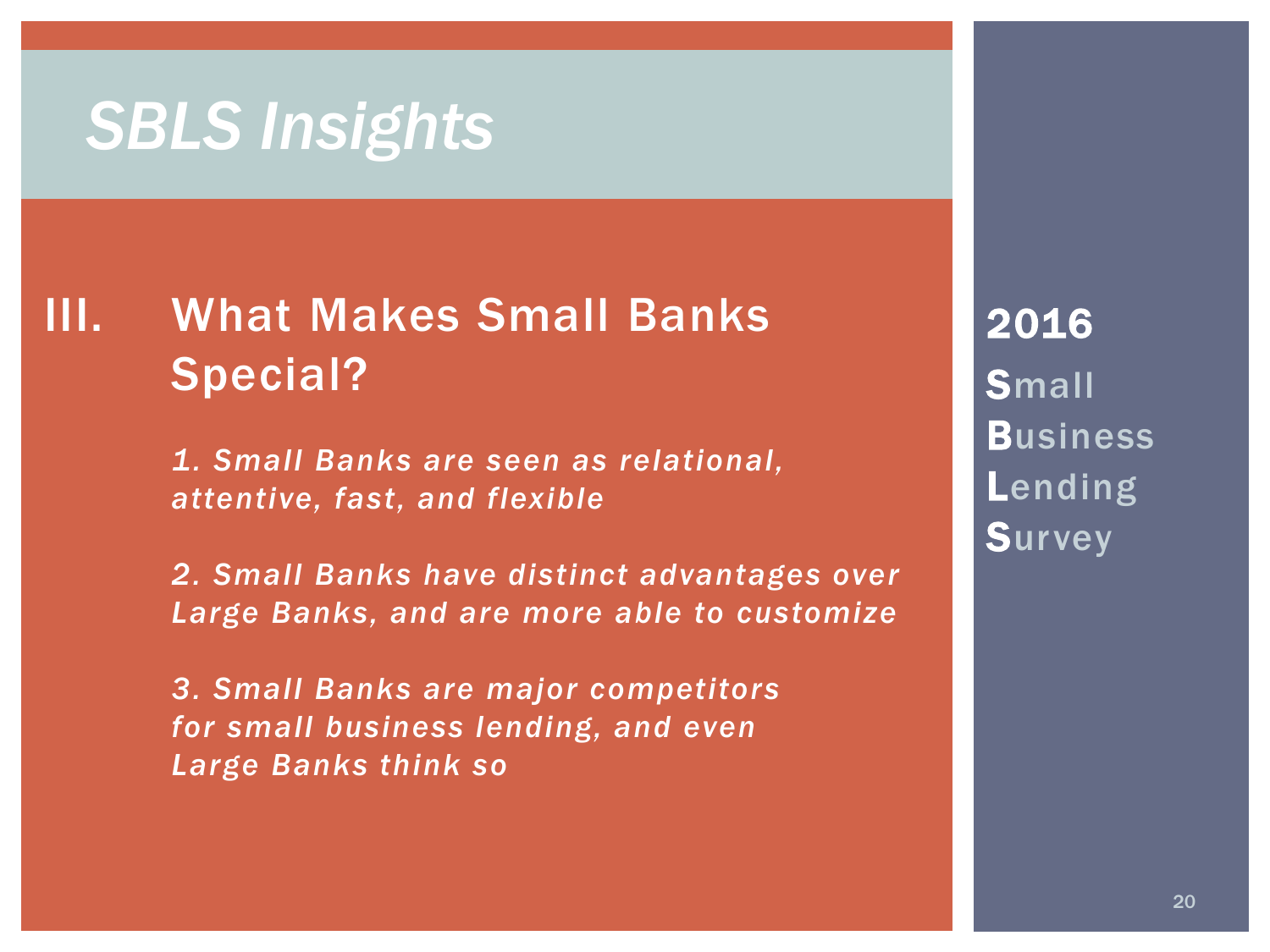# SBLS Insights

## III. What Makes Small Banks Special?

*1. Small Banks are seen as relational, attentive, fast, and flexible*

*2. Small Banks have distinct advantages over Large Banks, and are more able to customize*

*3. Small Banks are major competitors for small business lending, and even Large Banks think so*

**2016**

**S**mall
**B**usiness
**L**ending
**S**urvey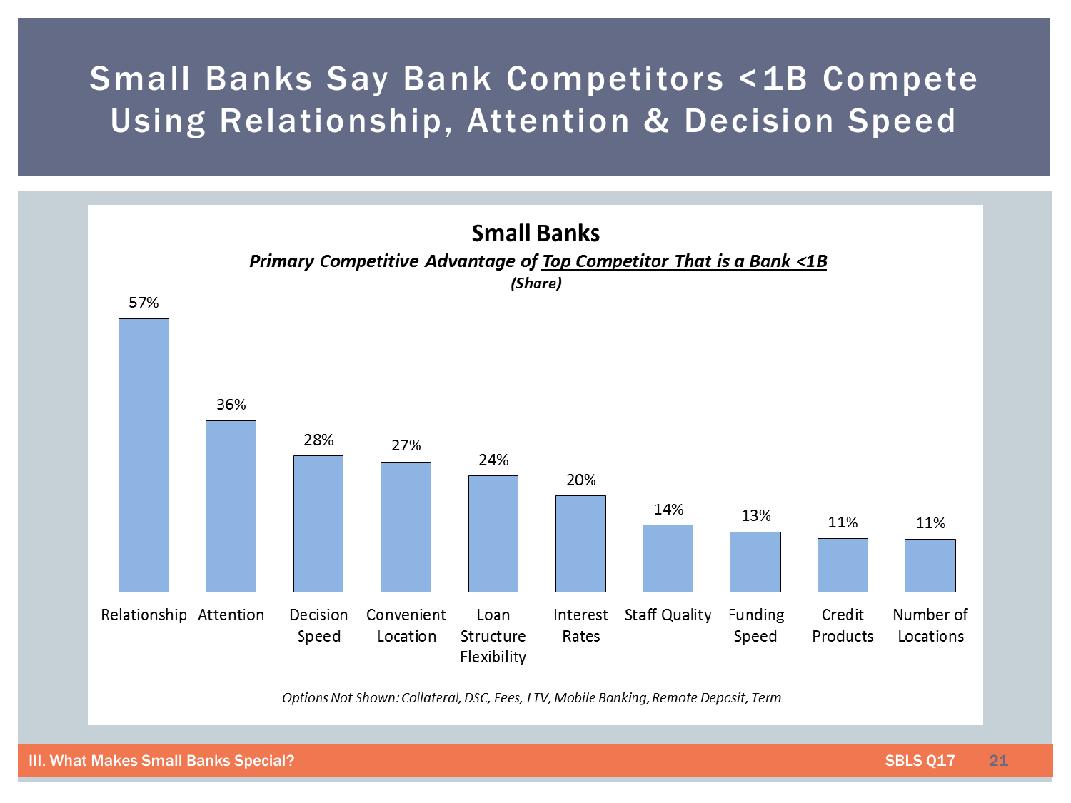# Small Banks Say Bank Competitors <1B Compete Using Relationship, Attention & Decision Speed

## Small Banks

***Primary Competitive Advantage of Top Competitor That is a Bank <1B***

*(Share)*

| Competitive Advantage | Share |
|---|---|
| Relationship | 57% |
| Attention | 36% |
| Decision Speed | 28% |
| Convenient Location | 27% |
| Loan Structure Flexibility | 24% |
| Interest Rates | 20% |
| Staff Quality | 14% |
| Funding Speed | 13% |
| Credit Products | 11% |
| Number of Locations | 11% |

*Options Not Shown: Collateral, DSC, Fees, LTV, Mobile Banking, Remote Deposit, Term*

III. What Makes Small Banks Special? SBLS Q17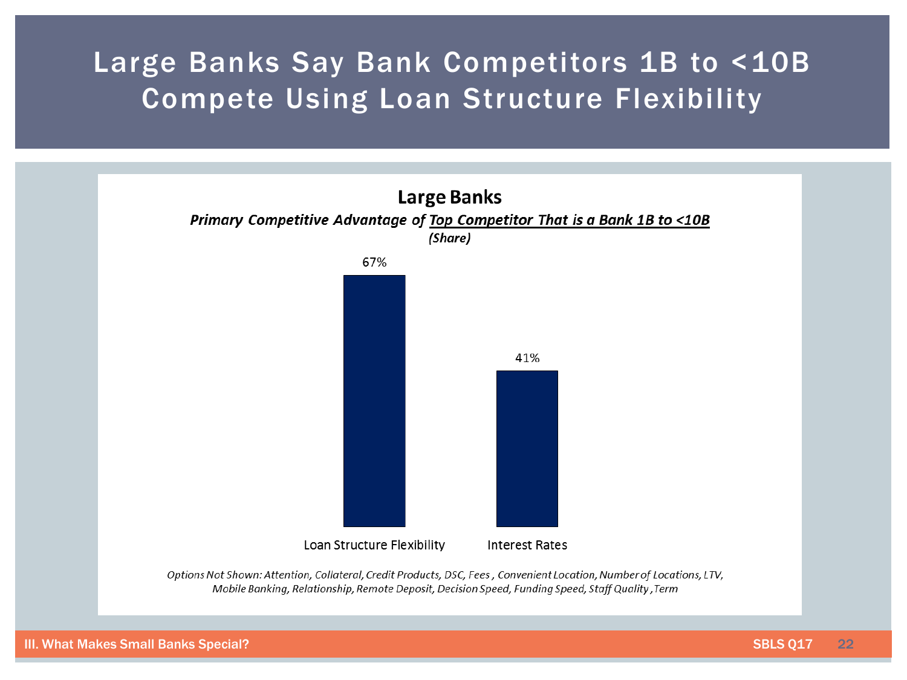# Large Banks Say Bank Competitors 1B to <10B Compete Using Loan Structure Flexibility

**Large Banks**

***Primary Competitive Advantage of Top Competitor That is a Bank 1B to <10B***

*(Share)*

| Advantage | Share |
|---|---|
| Loan Structure Flexibility | 67% |
| Interest Rates | 41% |

*Options Not Shown: Attention, Collateral, Credit Products, DSC, Fees , Convenient Location, Number of Locations, LTV, Mobile Banking, Relationship, Remote Deposit, Decision Speed, Funding Speed, Staff Quality ,Term*

III. What Makes Small Banks Special?

SBLS Q17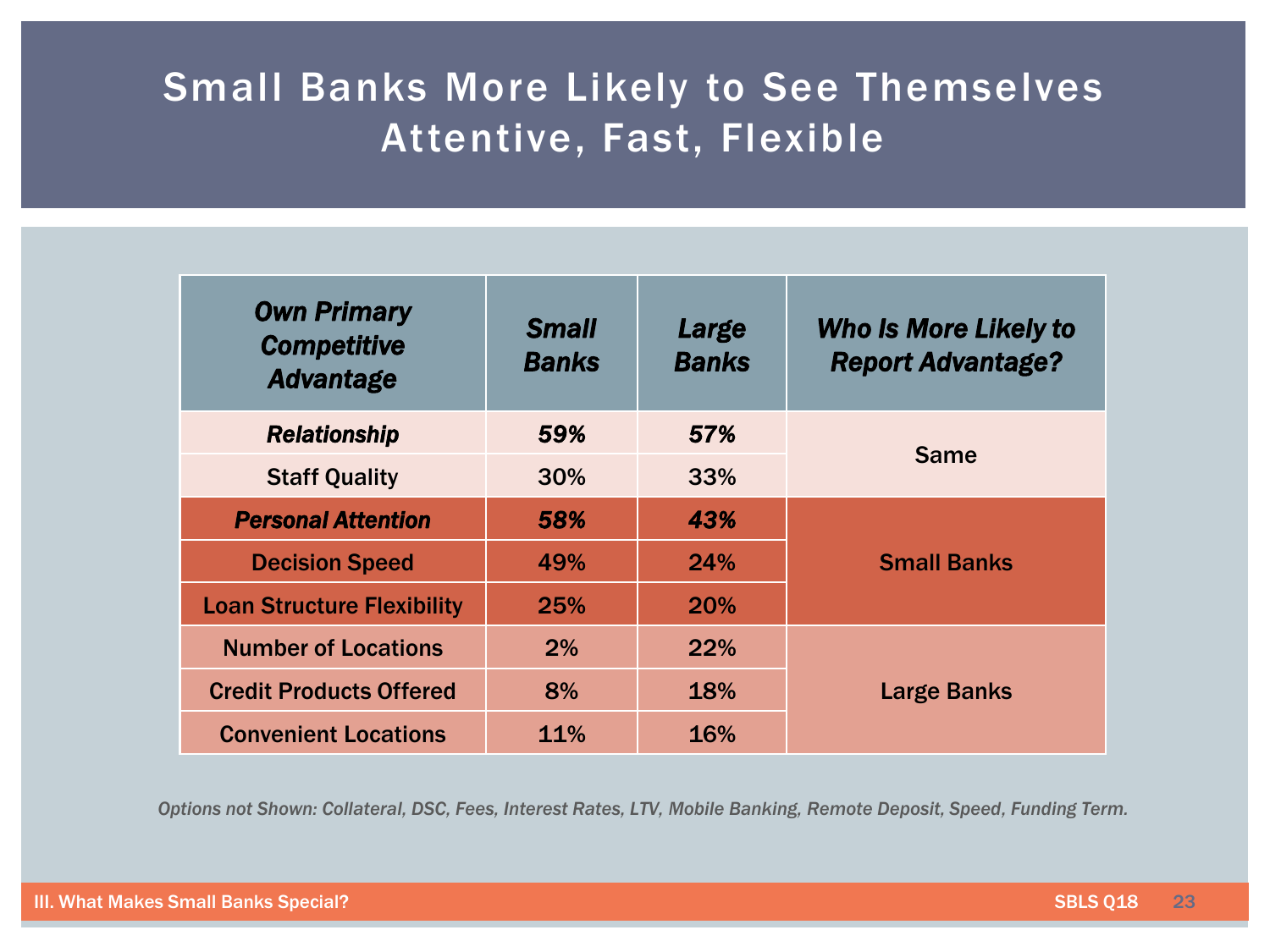# Small Banks More Likely to See Themselves Attentive, Fast, Flexible

| *Own Primary Competitive Advantage* | *Small Banks* | *Large Banks* | *Who Is More Likely to Report Advantage?* |
|---|---|---|---|
| ***Relationship*** | **59%** | **57%** | Same |
| Staff Quality | 30% | 33% | |
| ***Personal Attention*** | **58%** | **43%** | Small Banks |
| Decision Speed | 49% | 24% | |
| Loan Structure Flexibility | 25% | 20% | |
| Number of Locations | 2% | 22% | Large Banks |
| Credit Products Offered | 8% | 18% | |
| Convenient Locations | 11% | 16% | |

*Options not Shown: Collateral, DSC, Fees, Interest Rates, LTV, Mobile Banking, Remote Deposit, Speed, Funding Term.*

III. What Makes Small Banks Special? SBLS Q18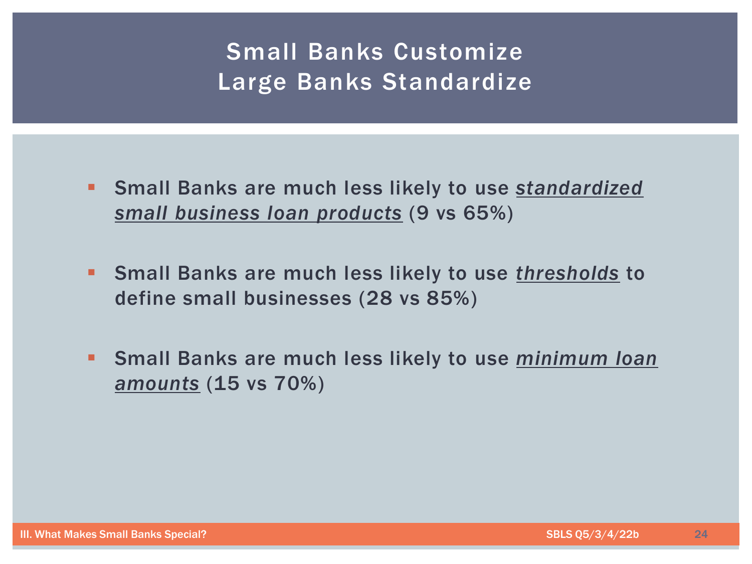# Small Banks Customize
# Large Banks Standardize

- Small Banks are much less likely to use ***standardized small business loan products*** (9 vs 65%)

- Small Banks are much less likely to use ***thresholds*** to define small businesses (28 vs 85%)

- Small Banks are much less likely to use ***minimum loan amounts*** (15 vs 70%)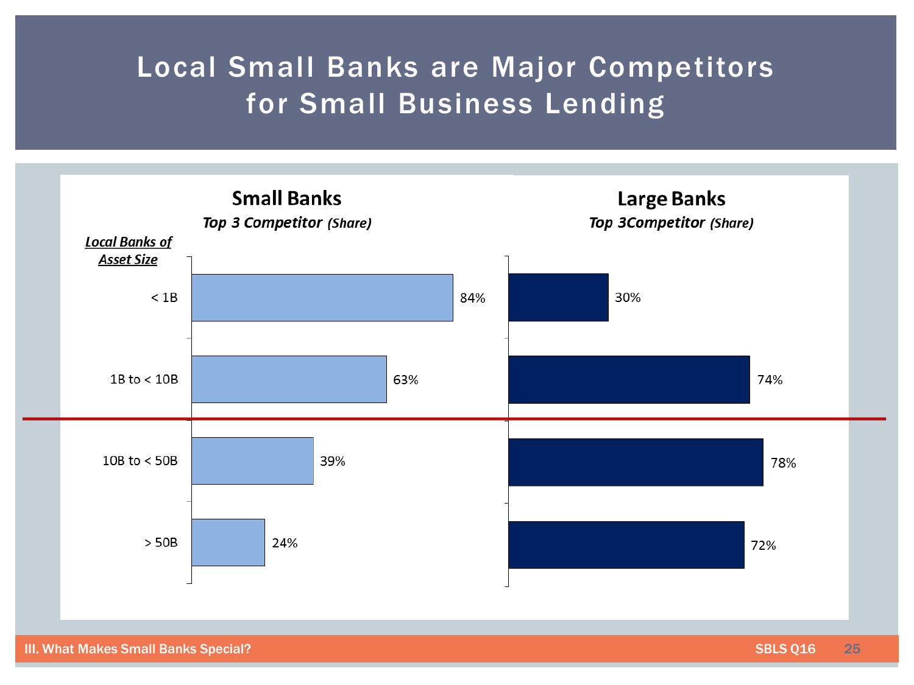# Local Small Banks are Major Competitors for Small Business Lending

| Local Banks of Asset Size | Small Banks — Top 3 Competitor (Share) | Large Banks — Top 3Competitor (Share) |
|---|---|---|
| < 1B | 84% | 30% |
| 1B to < 10B | 63% | 74% |
| 10B to < 50B | 39% | 78% |
| > 50B | 24% | 72% |

III. What Makes Small Banks Special?

SBLS Q16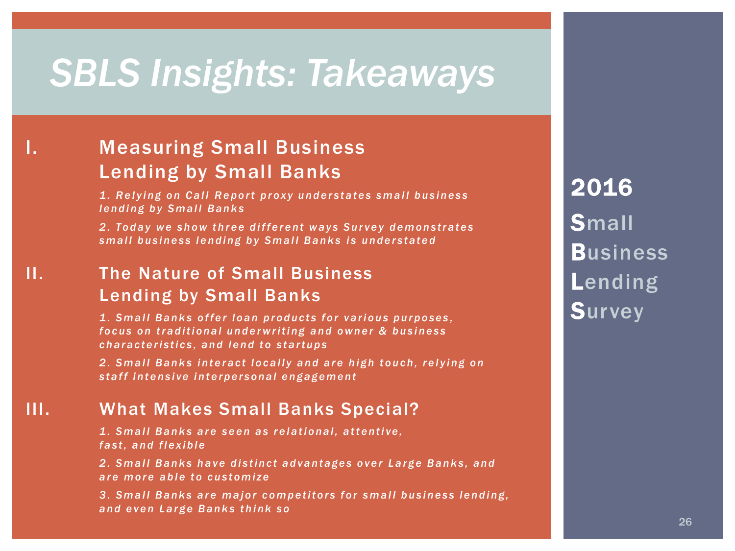# SBLS Insights: Takeaways

## I. Measuring Small Business Lending by Small Banks

*1. Relying on Call Report proxy understates small business lending by Small Banks*

*2. Today we show three different ways Survey demonstrates small business lending by Small Banks is understated*

## II. The Nature of Small Business Lending by Small Banks

*1. Small Banks offer loan products for various purposes, focus on traditional underwriting and owner & business characteristics, and lend to startups*

*2. Small Banks interact locally and are high touch, relying on staff intensive interpersonal engagement*

## III. What Makes Small Banks Special?

*1. Small Banks are seen as relational, attentive, fast, and flexible*

*2. Small Banks have distinct advantages over Large Banks, and are more able to customize*

*3. Small Banks are major competitors for small business lending, and even Large Banks think so*

**2016**
**S**mall
**B**usiness
**L**ending
**S**urvey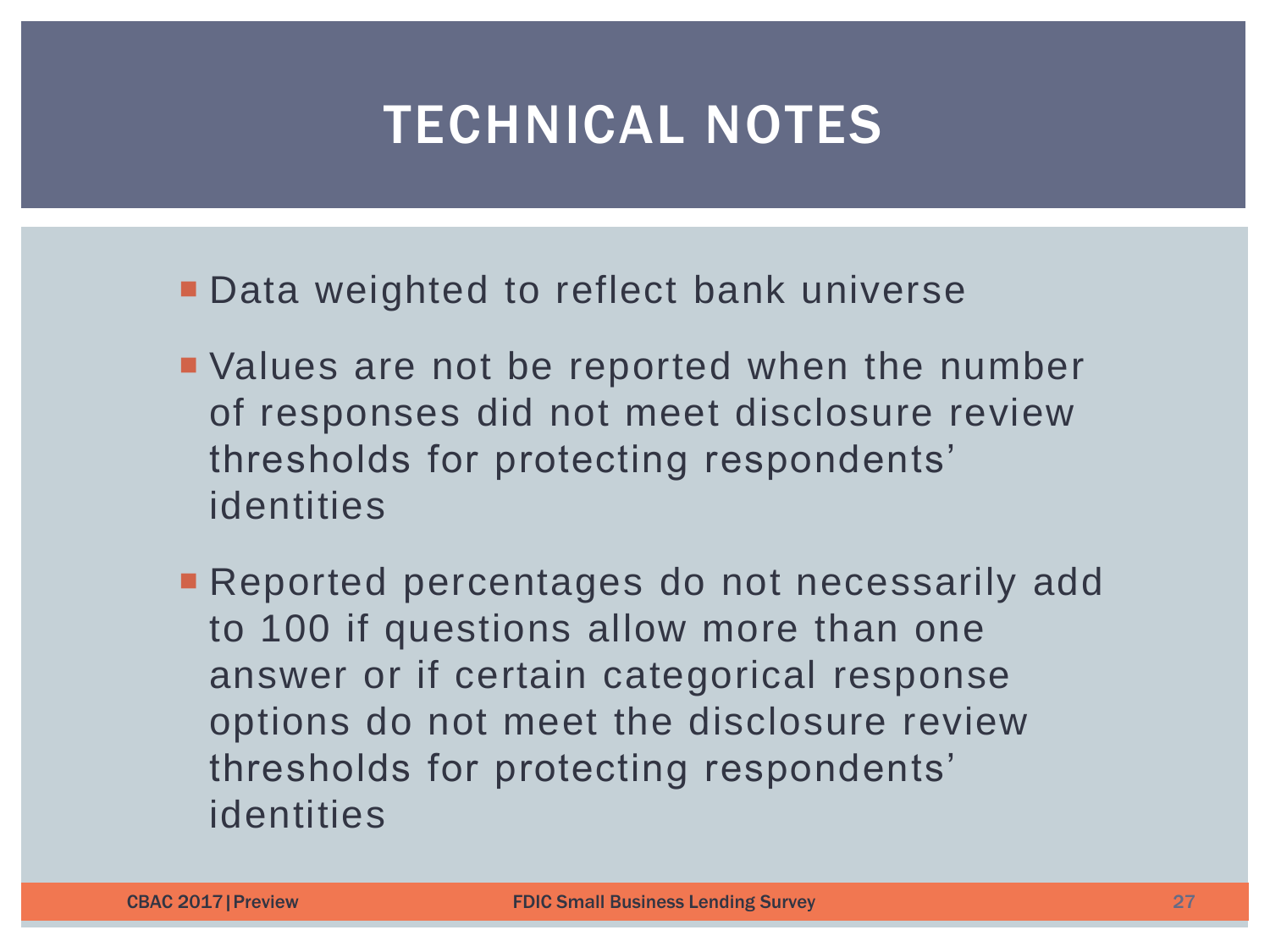# TECHNICAL NOTES

- Data weighted to reflect bank universe
- Values are not be reported when the number of responses did not meet disclosure review thresholds for protecting respondents' identities
- Reported percentages do not necessarily add to 100 if questions allow more than one answer or if certain categorical response options do not meet the disclosure review thresholds for protecting respondents' identities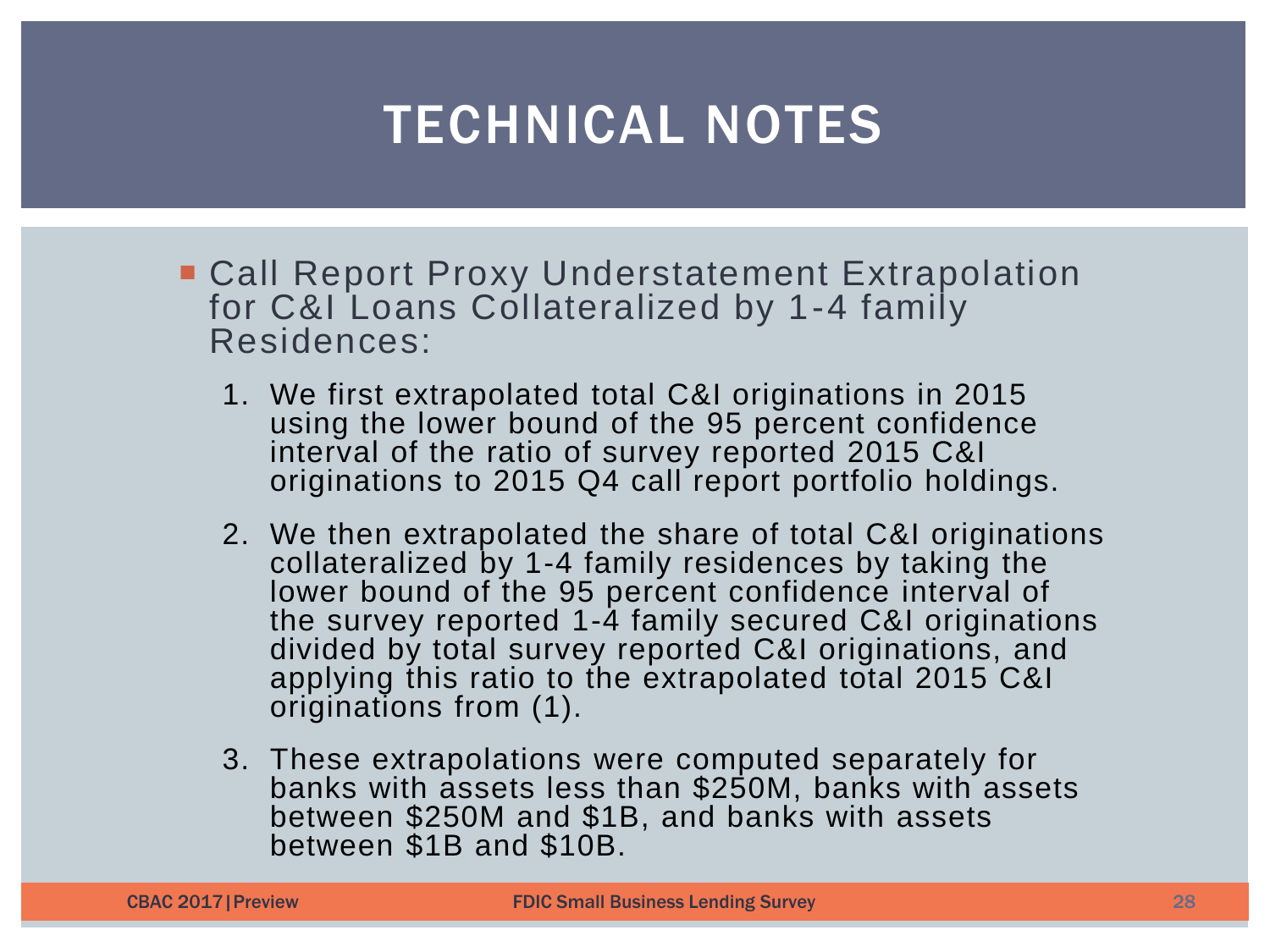# TECHNICAL NOTES

- Call Report Proxy Understatement Extrapolation for C&I Loans Collateralized by 1-4 family Residences:

  1. We first extrapolated total C&I originations in 2015 using the lower bound of the 95 percent confidence interval of the ratio of survey reported 2015 C&I originations to 2015 Q4 call report portfolio holdings.
  2. We then extrapolated the share of total C&I originations collateralized by 1-4 family residences by taking the lower bound of the 95 percent confidence interval of the survey reported 1-4 family secured C&I originations divided by total survey reported C&I originations, and applying this ratio to the extrapolated total 2015 C&I originations from (1).
  3. These extrapolations were computed separately for banks with assets less than $250M, banks with assets between $250M and $1B, and banks with assets between $1B and $10B.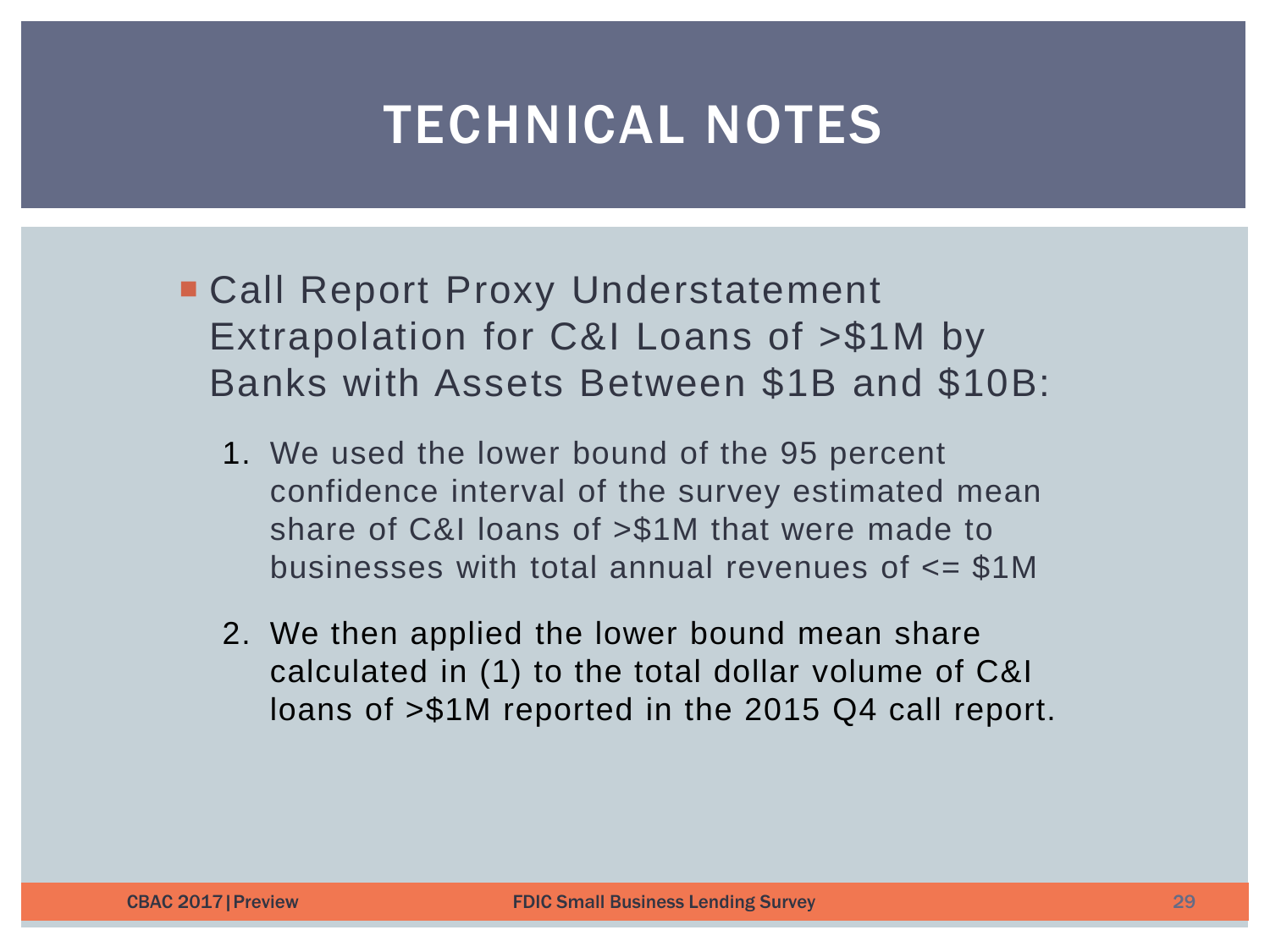# TECHNICAL NOTES

- Call Report Proxy Understatement Extrapolation for C&I Loans of >$1M by Banks with Assets Between $1B and $10B:

  1. We used the lower bound of the 95 percent confidence interval of the survey estimated mean share of C&I loans of >$1M that were made to businesses with total annual revenues of <= $1M
  2. We then applied the lower bound mean share calculated in (1) to the total dollar volume of C&I loans of >$1M reported in the 2015 Q4 call report.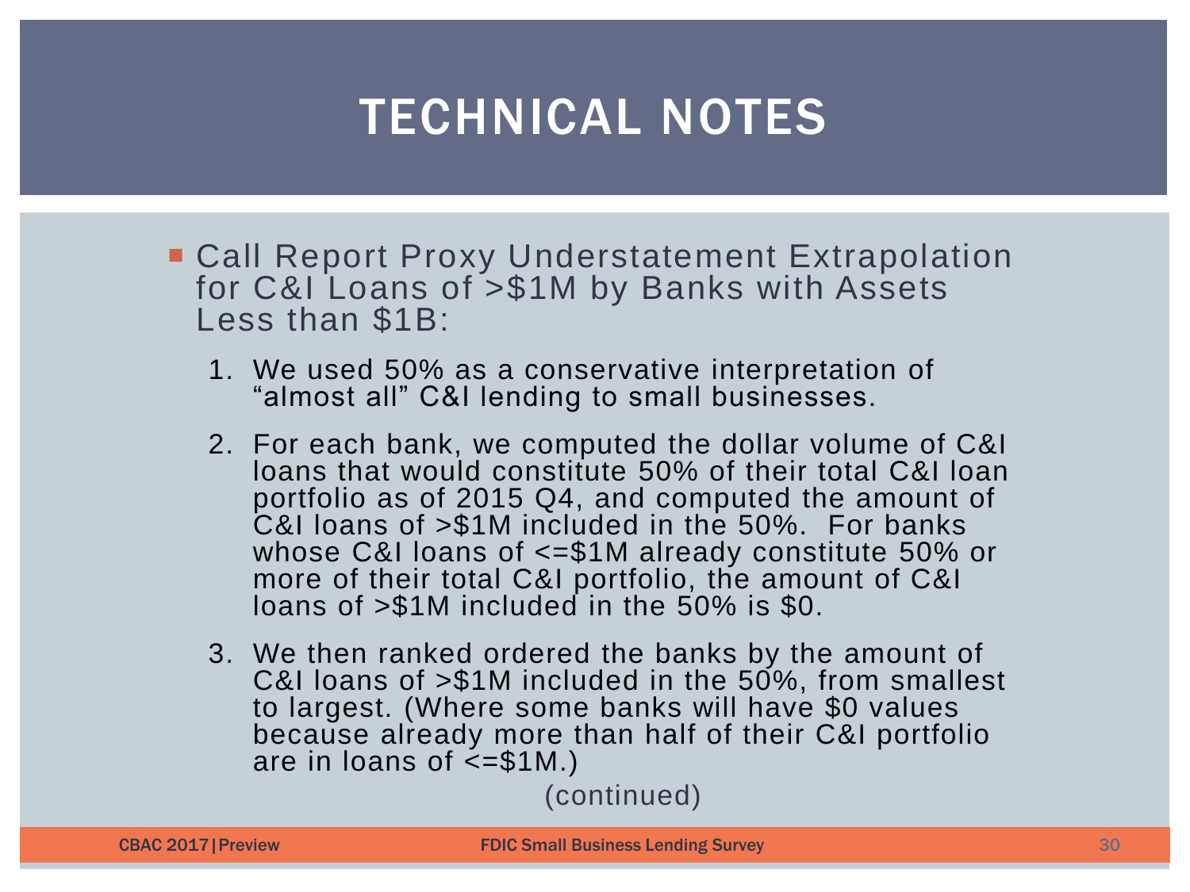# TECHNICAL NOTES

- Call Report Proxy Understatement Extrapolation for C&I Loans of >$1M by Banks with Assets Less than $1B:
  1. We used 50% as a conservative interpretation of "almost all" C&I lending to small businesses.
  2. For each bank, we computed the dollar volume of C&I loans that would constitute 50% of their total C&I loan portfolio as of 2015 Q4, and computed the amount of C&I loans of >$1M included in the 50%. For banks whose C&I loans of <=$1M already constitute 50% or more of their total C&I portfolio, the amount of C&I loans of >$1M included in the 50% is $0.
  3. We then ranked ordered the banks by the amount of C&I loans of >$1M included in the 50%, from smallest to largest. (Where some banks will have $0 values because already more than half of their C&I portfolio are in loans of <=$1M.)

(continued)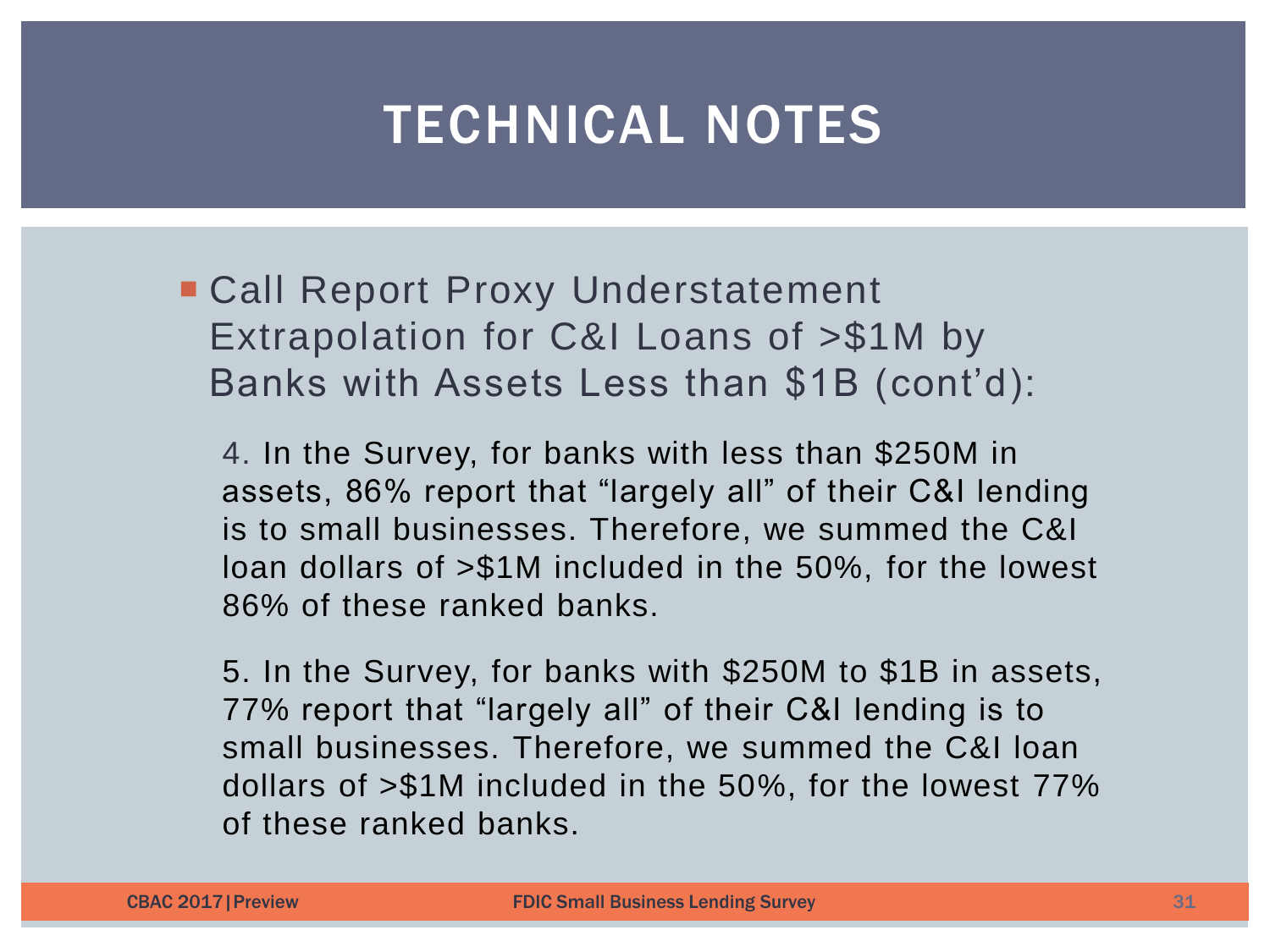# TECHNICAL NOTES

- Call Report Proxy Understatement Extrapolation for C&I Loans of >$1M by Banks with Assets Less than $1B (cont'd):

  4. In the Survey, for banks with less than $250M in assets, 86% report that "largely all" of their C&I lending is to small businesses. Therefore, we summed the C&I loan dollars of >$1M included in the 50%, for the lowest 86% of these ranked banks.

  5. In the Survey, for banks with $250M to $1B in assets, 77% report that "largely all" of their C&I lending is to small businesses. Therefore, we summed the C&I loan dollars of >$1M included in the 50%, for the lowest 77% of these ranked banks.